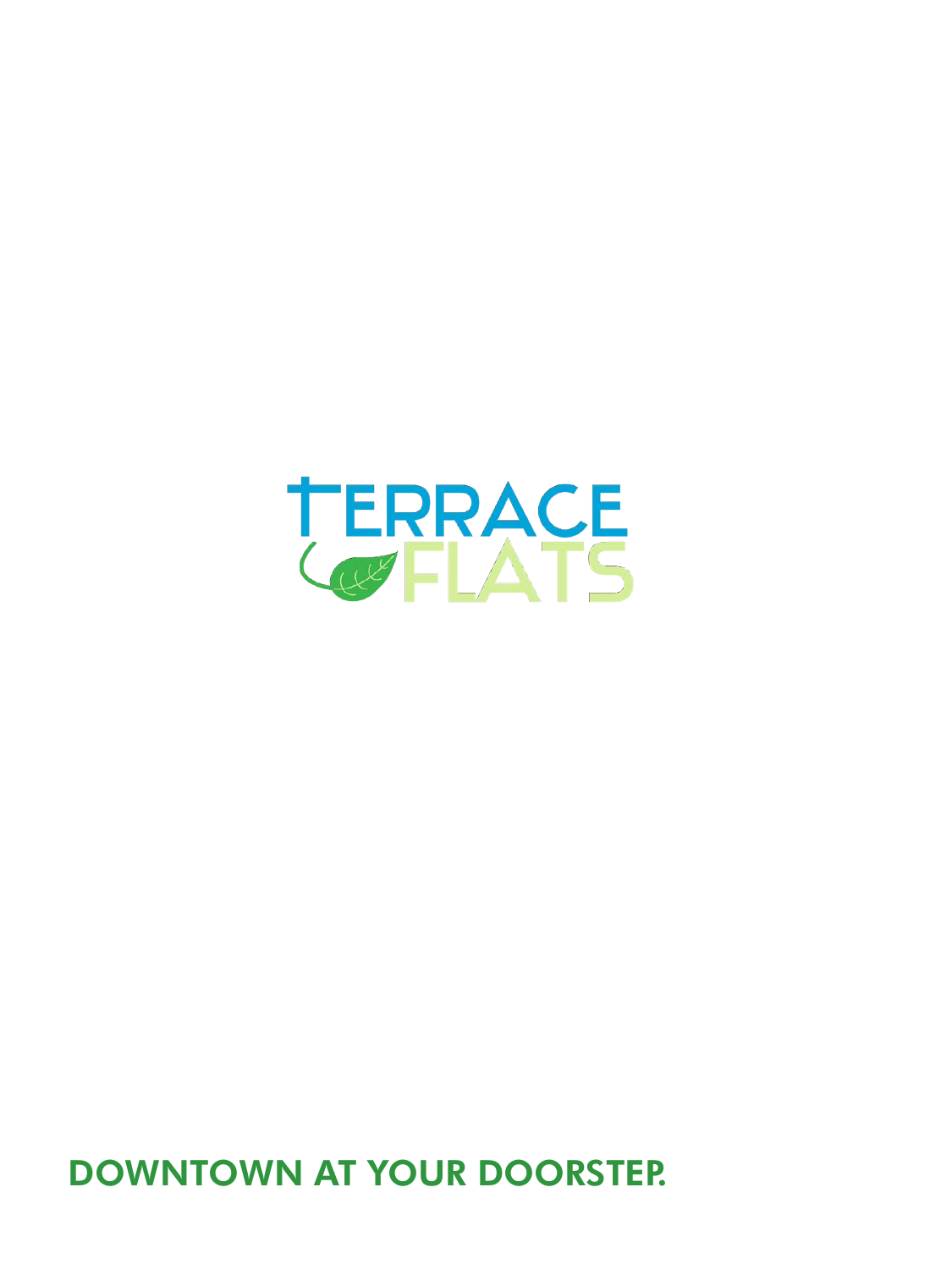# TERRACE FLATS

## DOWNTOWN AT YOUR DOORSTEP.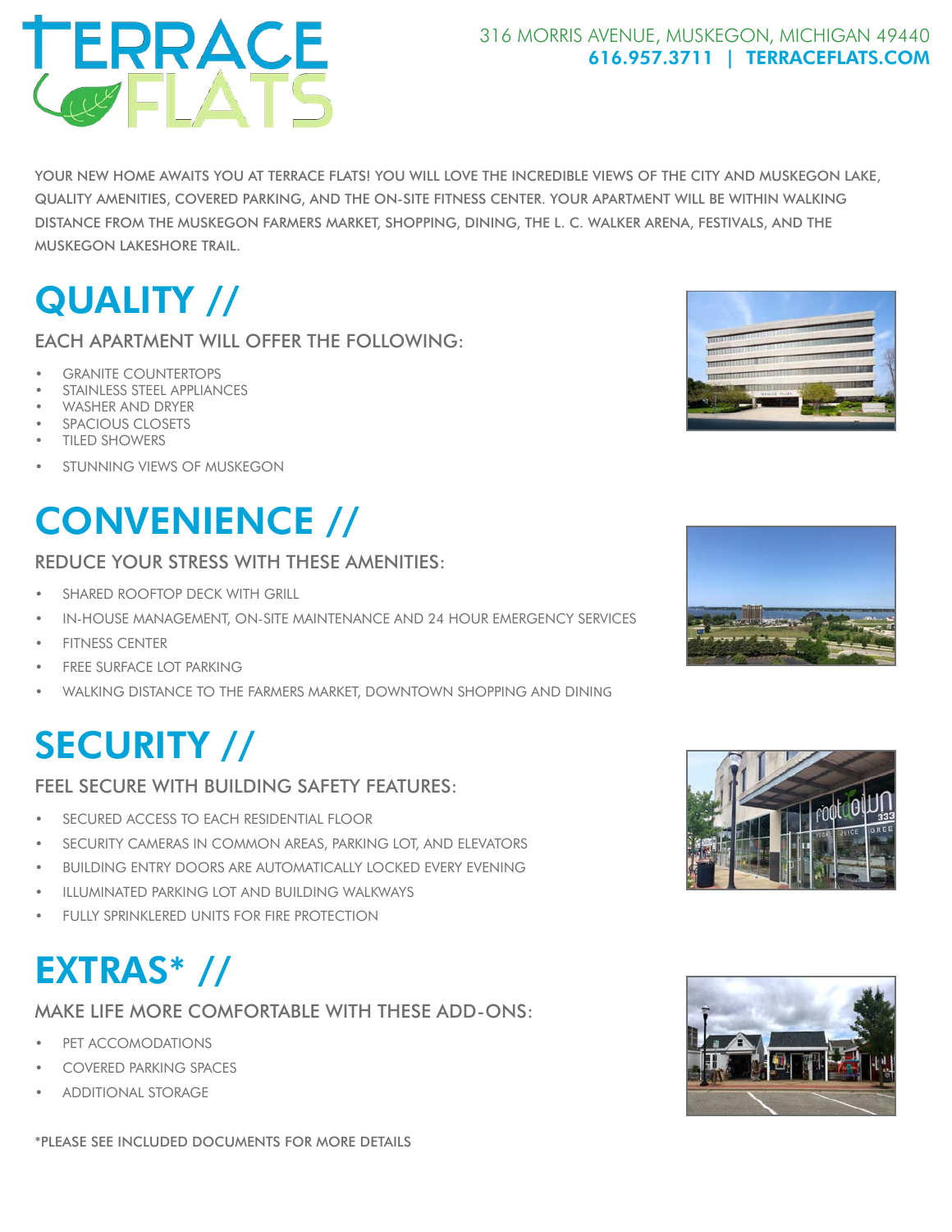# TERRACE FLATS

316 MORRIS AVENUE, MUSKEGON, MICHIGAN 49440
616.957.3711 | TERRACEFLATS.COM

YOUR NEW HOME AWAITS YOU AT TERRACE FLATS! YOU WILL LOVE THE INCREDIBLE VIEWS OF THE CITY AND MUSKEGON LAKE, QUALITY AMENITIES, COVERED PARKING, AND THE ON-SITE FITNESS CENTER. YOUR APARTMENT WILL BE WITHIN WALKING DISTANCE FROM THE MUSKEGON FARMERS MARKET, SHOPPING, DINING, THE L. C. WALKER ARENA, FESTIVALS, AND THE MUSKEGON LAKESHORE TRAIL.

## QUALITY //

### EACH APARTMENT WILL OFFER THE FOLLOWING:

- GRANITE COUNTERTOPS
- STAINLESS STEEL APPLIANCES
- WASHER AND DRYER
- SPACIOUS CLOSETS
- TILED SHOWERS
- STUNNING VIEWS OF MUSKEGON

## CONVENIENCE //

### REDUCE YOUR STRESS WITH THESE AMENITIES:

- SHARED ROOFTOP DECK WITH GRILL
- IN-HOUSE MANAGEMENT, ON-SITE MAINTENANCE AND 24 HOUR EMERGENCY SERVICES
- FITNESS CENTER
- FREE SURFACE LOT PARKING
- WALKING DISTANCE TO THE FARMERS MARKET, DOWNTOWN SHOPPING AND DINING

## SECURITY //

### FEEL SECURE WITH BUILDING SAFETY FEATURES:

- SECURED ACCESS TO EACH RESIDENTIAL FLOOR
- SECURITY CAMERAS IN COMMON AREAS, PARKING LOT, AND ELEVATORS
- BUILDING ENTRY DOORS ARE AUTOMATICALLY LOCKED EVERY EVENING
- ILLUMINATED PARKING LOT AND BUILDING WALKWAYS
- FULLY SPRINKLERED UNITS FOR FIRE PROTECTION

## EXTRAS* //

### MAKE LIFE MORE COMFORTABLE WITH THESE ADD-ONS:

- PET ACCOMODATIONS
- COVERED PARKING SPACES
- ADDITIONAL STORAGE

*PLEASE SEE INCLUDED DOCUMENTS FOR MORE DETAILS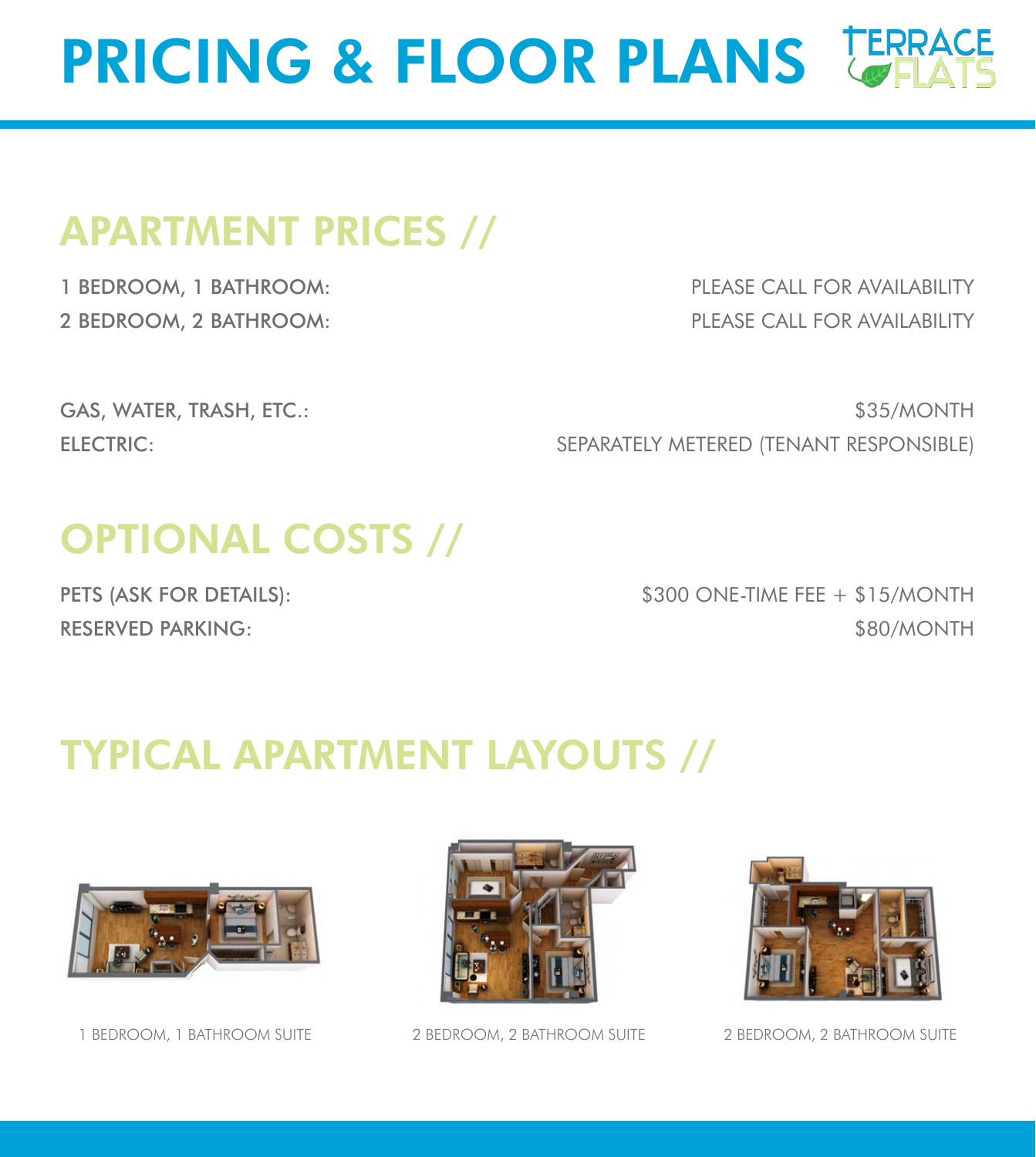# PRICING & FLOOR PLANS

TERRACE FLATS

## APARTMENT PRICES //

| | |
|---|---|
| 1 BEDROOM, 1 BATHROOM: | PLEASE CALL FOR AVAILABILITY |
| 2 BEDROOM, 2 BATHROOM: | PLEASE CALL FOR AVAILABILITY |

| | |
|---|---|
| GAS, WATER, TRASH, ETC.: | $35/MONTH |
| ELECTRIC: | SEPARATELY METERED (TENANT RESPONSIBLE) |

## OPTIONAL COSTS //

| | |
|---|---|
| PETS (ASK FOR DETAILS): | $300 ONE-TIME FEE + $15/MONTH |
| RESERVED PARKING: | $80/MONTH |

## TYPICAL APARTMENT LAYOUTS //

1 BEDROOM, 1 BATHROOM SUITE

2 BEDROOM, 2 BATHROOM SUITE

2 BEDROOM, 2 BATHROOM SUITE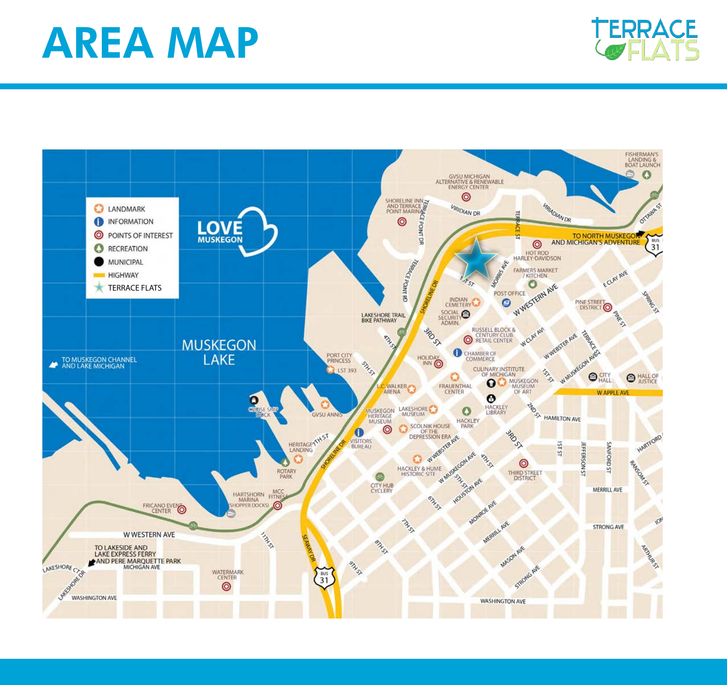# AREA MAP

TERRACE FLATS

LANDMARK
INFORMATION
POINTS OF INTEREST
RECREATION
MUNICIPAL
HIGHWAY
TERRACE FLATS

LOVE MUSKEGON

MUSKEGON LAKE

TO MUSKEGON CHANNEL AND LAKE MICHIGAN

FISHERMAN'S LANDING & BOAT LAUNCH

GVSU MICHIGAN ALTERNATIVE & RENEWABLE ENERGY CENTER

SHORELINE INN AND TERRACE POINT MARINA

TO NORTH MUSKEGON AND MICHIGAN'S ADVENTURE

HOT ROD HARLEY-DAVIDSON

FARMERS MARKET / KITCHEN

POST OFFICE

INDIAN CEMETERY

SOCIAL SECURITY ADMIN.

LAKESHORE TRAIL BIKE PATHWAY

RUSSELL BLOCK & CENTURY CLUB RETAIL CENTER

CHAMBER OF COMMERCE

PINE STREET DISTRICT

PORT CITY PRINCESS

LST 393

HOLIDAY INN

CULINARY INSTITUTE OF MICHIGAN

MUSKEGON MUSEUM OF ART

CITY HALL

HALL OF JUSTICE

L.C. WALKER ARENA

FRAUENTHAL CENTER

HACKLEY LIBRARY

CRUISE SHIP DOCK

GVSU ANNIS

MUSKEGON HERITAGE MUSEUM

LAKESHORE MUSEUM

HACKLEY PARK

SCOLNIK HOUSE OF THE DEPRESSION ERA

VISITORS BUREAU

HERITAGE LANDING

ROTARY PARK

HACKLEY & HUME HISTORIC SITE

THIRD STREET DISTRICT

CITY HUB CYCLERY

HARTSHORN MARINA (SHOPPER DOCKS)

MCC FITNESS

FRICANO EVENT CENTER

TO LAKESIDE AND LAKE EXPRESS FERRY AND PERE MARQUETTE PARK

WATERMARK CENTER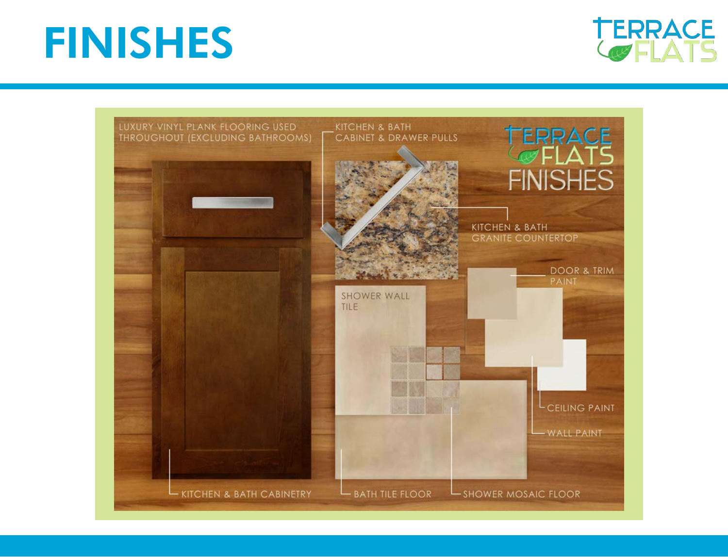# FINISHES

TERRACE FLATS

TERRACE FLATS FINISHES

LUXURY VINYL PLANK FLOORING USED THROUGHOUT (EXCLUDING BATHROOMS)

KITCHEN & BATH CABINET & DRAWER PULLS

KITCHEN & BATH GRANITE COUNTERTOP

DOOR & TRIM PAINT

SHOWER WALL TILE

CEILING PAINT

WALL PAINT

KITCHEN & BATH CABINETRY

BATH TILE FLOOR

SHOWER MOSAIC FLOOR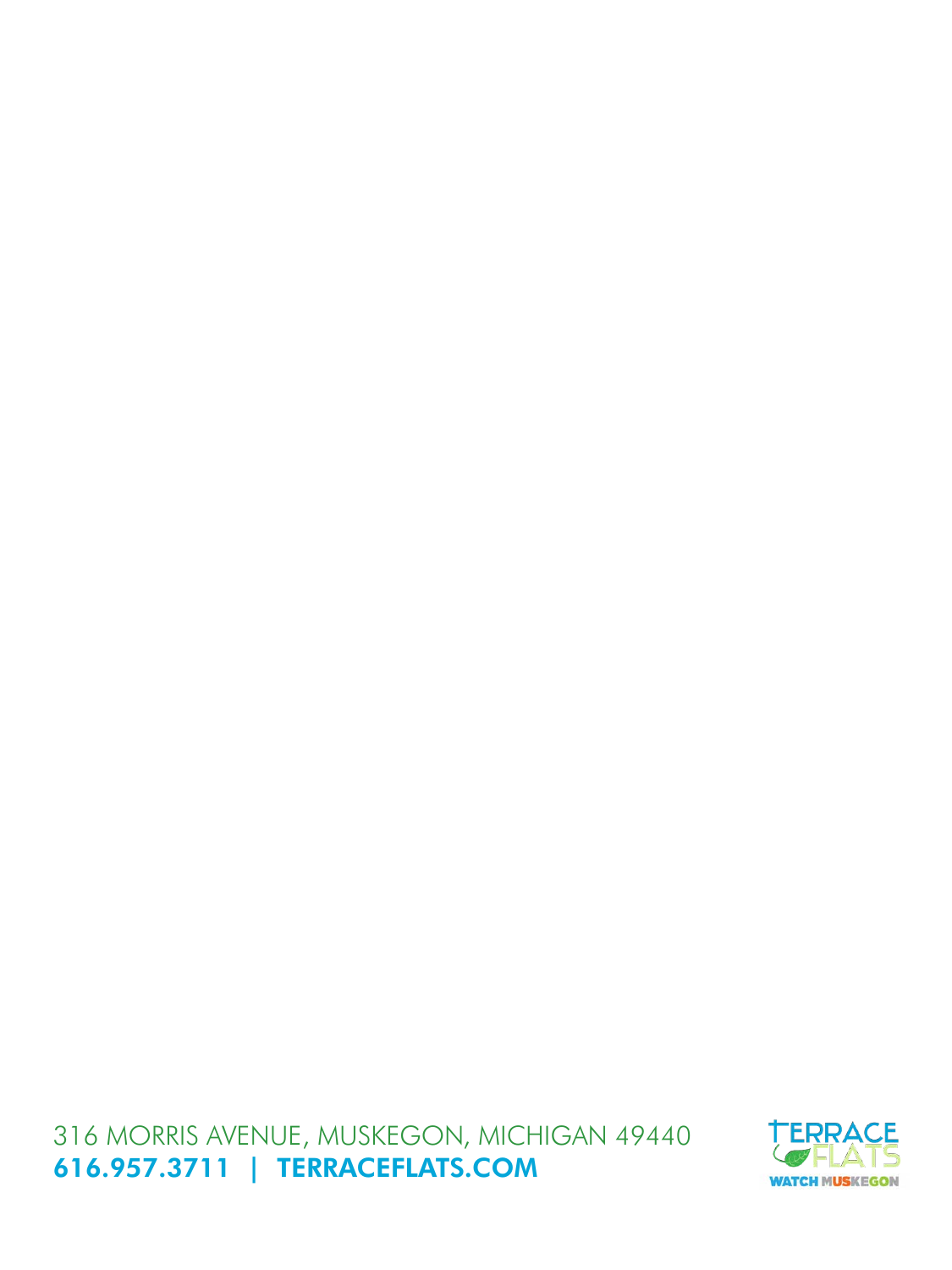316 MORRIS AVENUE, MUSKEGON, MICHIGAN 49440

**616.957.3711 | TERRACEFLATS.COM**

TERRACE FLATS

WATCH MUSKEGON